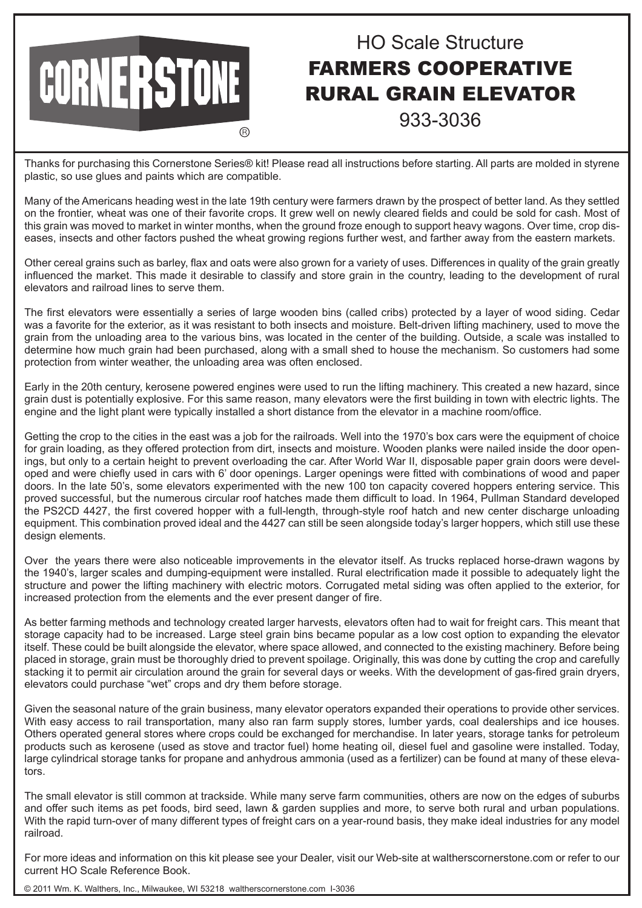CORNERSTONE®

# HO Scale Structure

# FARMERS COOPERATIVE RURAL GRAIN ELEVATOR

## 933-3036

Thanks for purchasing this Cornerstone Series® kit! Please read all instructions before starting. All parts are molded in styrene plastic, so use glues and paints which are compatible.

Many of the Americans heading west in the late 19th century were farmers drawn by the prospect of better land. As they settled on the frontier, wheat was one of their favorite crops. It grew well on newly cleared fields and could be sold for cash. Most of this grain was moved to market in winter months, when the ground froze enough to support heavy wagons. Over time, crop diseases, insects and other factors pushed the wheat growing regions further west, and farther away from the eastern markets.

Other cereal grains such as barley, flax and oats were also grown for a variety of uses. Differences in quality of the grain greatly influenced the market. This made it desirable to classify and store grain in the country, leading to the development of rural elevators and railroad lines to serve them.

The first elevators were essentially a series of large wooden bins (called cribs) protected by a layer of wood siding. Cedar was a favorite for the exterior, as it was resistant to both insects and moisture. Belt-driven lifting machinery, used to move the grain from the unloading area to the various bins, was located in the center of the building. Outside, a scale was installed to determine how much grain had been purchased, along with a small shed to house the mechanism. So customers had some protection from winter weather, the unloading area was often enclosed.

Early in the 20th century, kerosene powered engines were used to run the lifting machinery. This created a new hazard, since grain dust is potentially explosive. For this same reason, many elevators were the first building in town with electric lights. The engine and the light plant were typically installed a short distance from the elevator in a machine room/office.

Getting the crop to the cities in the east was a job for the railroads. Well into the 1970's box cars were the equipment of choice for grain loading, as they offered protection from dirt, insects and moisture. Wooden planks were nailed inside the door openings, but only to a certain height to prevent overloading the car. After World War II, disposable paper grain doors were developed and were chiefly used in cars with 6' door openings. Larger openings were fitted with combinations of wood and paper doors. In the late 50's, some elevators experimented with the new 100 ton capacity covered hoppers entering service. This proved successful, but the numerous circular roof hatches made them difficult to load. In 1964, Pullman Standard developed the PS2CD 4427, the first covered hopper with a full-length, through-style roof hatch and new center discharge unloading equipment. This combination proved ideal and the 4427 can still be seen alongside today's larger hoppers, which still use these design elements.

Over the years there were also noticeable improvements in the elevator itself. As trucks replaced horse-drawn wagons by the 1940's, larger scales and dumping-equipment were installed. Rural electrification made it possible to adequately light the structure and power the lifting machinery with electric motors. Corrugated metal siding was often applied to the exterior, for increased protection from the elements and the ever present danger of fire.

As better farming methods and technology created larger harvests, elevators often had to wait for freight cars. This meant that storage capacity had to be increased. Large steel grain bins became popular as a low cost option to expanding the elevator itself. These could be built alongside the elevator, where space allowed, and connected to the existing machinery. Before being placed in storage, grain must be thoroughly dried to prevent spoilage. Originally, this was done by cutting the crop and carefully stacking it to permit air circulation around the grain for several days or weeks. With the development of gas-fired grain dryers, elevators could purchase "wet" crops and dry them before storage.

Given the seasonal nature of the grain business, many elevator operators expanded their operations to provide other services. With easy access to rail transportation, many also ran farm supply stores, lumber yards, coal dealerships and ice houses. Others operated general stores where crops could be exchanged for merchandise. In later years, storage tanks for petroleum products such as kerosene (used as stove and tractor fuel) home heating oil, diesel fuel and gasoline were installed. Today, large cylindrical storage tanks for propane and anhydrous ammonia (used as a fertilizer) can be found at many of these elevators.

The small elevator is still common at trackside. While many serve farm communities, others are now on the edges of suburbs and offer such items as pet foods, bird seed, lawn & garden supplies and more, to serve both rural and urban populations. With the rapid turn-over of many different types of freight cars on a year-round basis, they make ideal industries for any model railroad.

For more ideas and information on this kit please see your Dealer, visit our Web-site at waltherscornerstone.com or refer to our current HO Scale Reference Book.

© 2011 Wm. K. Walthers, Inc., Milwaukee, WI 53218 waltherscornerstone.com I-3036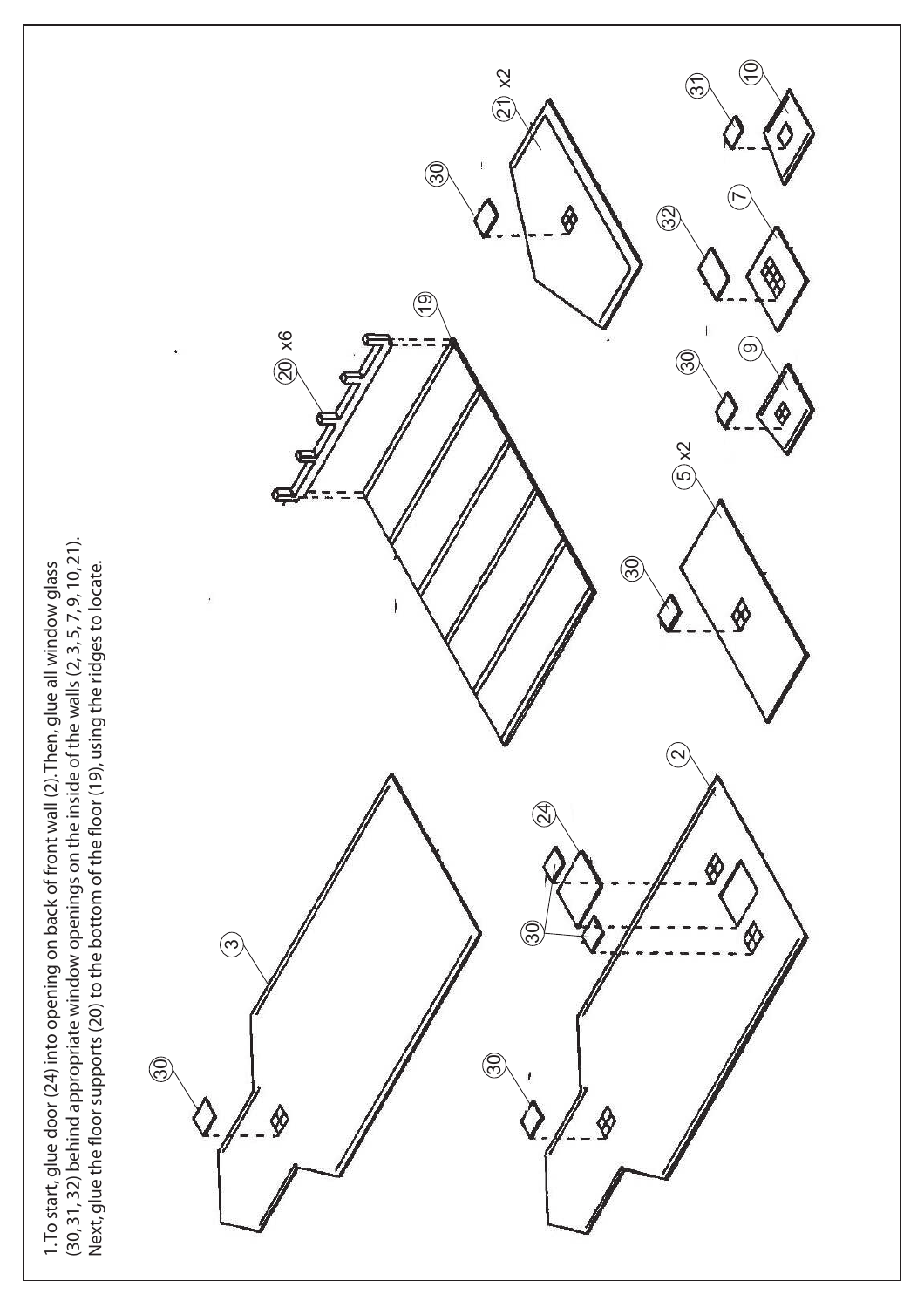1. To start, glue door (24) into opening on back of front wall (2). Then, glue all window glass (30, 31, 32) behind appropriate window openings on the inside of the walls (2, 3, 5, 7, 9, 10, 21). Next, glue the floor supports (20) to the bottom of the floor (19), using the ridges to locate.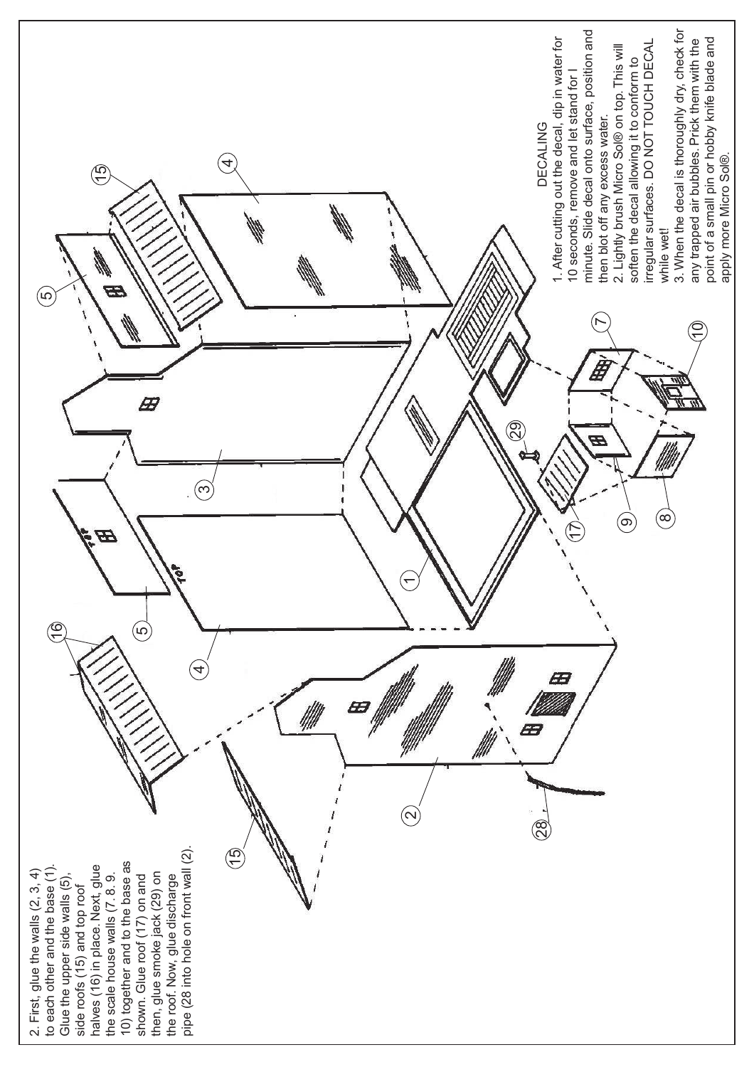2. First, glue the walls (2, 3, 4) to each other and the base (1). Glue the upper side walls (5), side roofs (15) and top roof halves (16) in place. Next, glue the scale house walls (7. 8. 9. 10) together and to the base as shown. Glue roof (17) on and then, glue smoke jack (29) on the roof. Now, glue discharge pipe (28 into hole on front wall (2).

## DECALING

1. After cutting out the decal, dip in water for 10 seconds, remove and let stand for I minute. Slide decal onto surface, position and then blot off any excess water.
2. Lightly brush Micro Sol® on top. This will soften the decal allowing it to conform to irregular surfaces. DO NOT TOUCH DECAL while wet!
3. When the decal is thoroughly dry, check for any trapped air bubbles. Prick them with the point of a small pin or hobby knife blade and apply more Micro Sol®.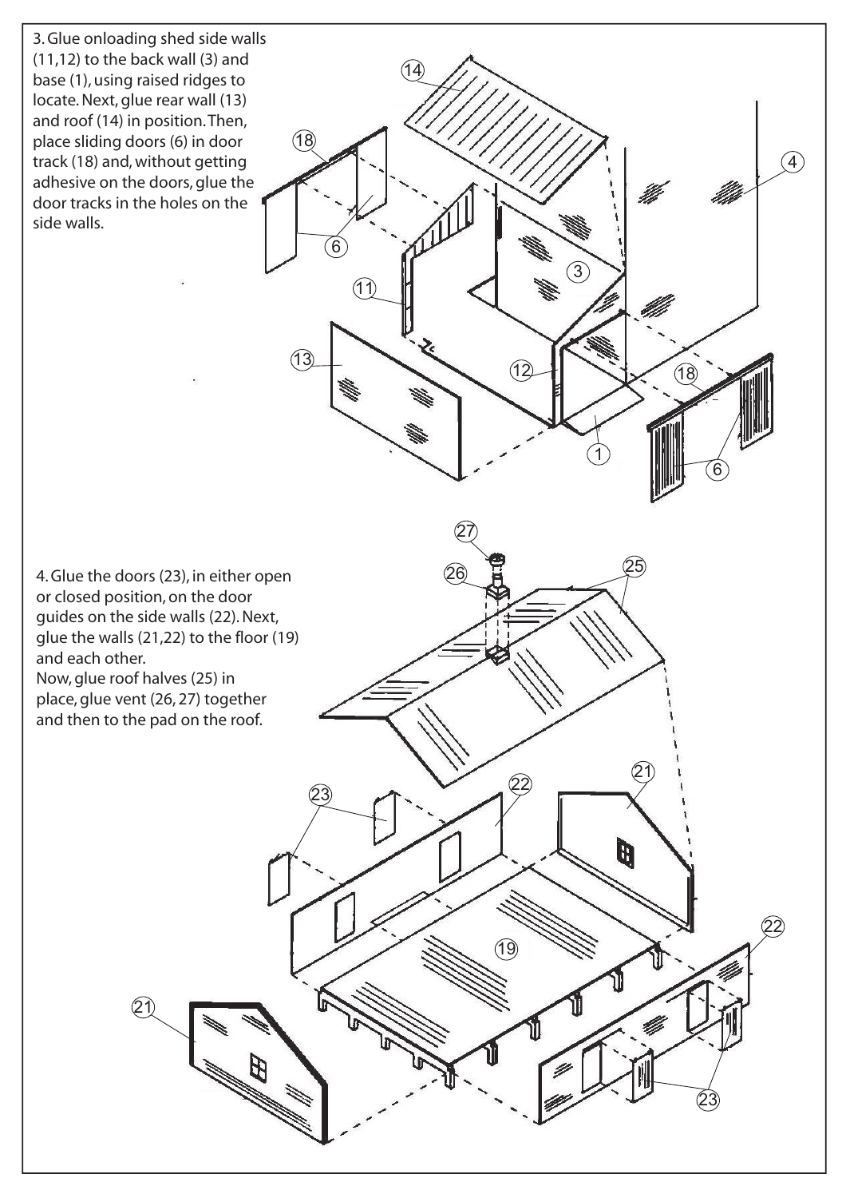3. Glue onloading shed side walls (11,12) to the back wall (3) and base (1), using raised ridges to locate. Next, glue rear wall (13) and roof (14) in position. Then, place sliding doors (6) in door track (18) and, without getting adhesive on the doors, glue the door tracks in the holes on the side walls.

4. Glue the doors (23), in either open or closed position, on the door guides on the side walls (22). Next, glue the walls (21,22) to the floor (19) and each other.
Now, glue roof halves (25) in place, glue vent (26, 27) together and then to the pad on the roof.